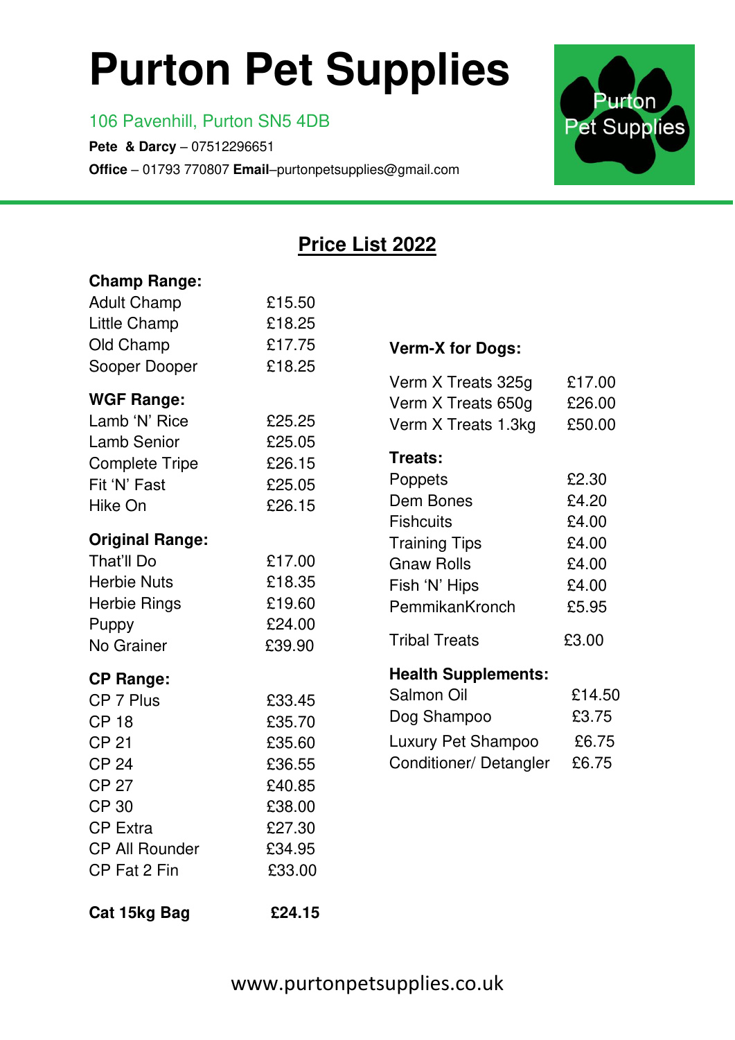# Purton Pet Supplies

106 Pavenhill, Purton SN5 4DB

**Pete & Darcy** – 07512296651

**Office** – 01793 770807 **Email**–purtonpetsupplies@gmail.com

## Price List 2022

**Champ Range:**

| | |
|---|---|
| Adult Champ | £15.50 |
| Little Champ | £18.25 |
| Old Champ | £17.75 |
| Sooper Dooper | £18.25 |

**WGF Range:**

| | |
|---|---|
| Lamb 'N' Rice | £25.25 |
| Lamb Senior | £25.05 |
| Complete Tripe | £26.15 |
| Fit 'N' Fast | £25.05 |
| Hike On | £26.15 |

**Original Range:**

| | |
|---|---|
| That'll Do | £17.00 |
| Herbie Nuts | £18.35 |
| Herbie Rings | £19.60 |
| Puppy | £24.00 |
| No Grainer | £39.90 |

**CP Range:**

| | |
|---|---|
| CP 7 Plus | £33.45 |
| CP 18 | £35.70 |
| CP 21 | £35.60 |
| CP 24 | £36.55 |
| CP 27 | £40.85 |
| CP 30 | £38.00 |
| CP Extra | £27.30 |
| CP All Rounder | £34.95 |
| CP Fat 2 Fin | £33.00 |

**Cat 15kg Bag** **£24.15**

**Verm-X for Dogs:**

| | |
|---|---|
| Verm X Treats 325g | £17.00 |
| Verm X Treats 650g | £26.00 |
| Verm X Treats 1.3kg | £50.00 |

**Treats:**

| | |
|---|---|
| Poppets | £2.30 |
| Dem Bones | £4.20 |
| Fishcuits | £4.00 |
| Training Tips | £4.00 |
| Gnaw Rolls | £4.00 |
| Fish 'N' Hips | £4.00 |
| PemmikanKronch | £5.95 |
| Tribal Treats | £3.00 |

**Health Supplements:**

| | |
|---|---|
| Salmon Oil | £14.50 |
| Dog Shampoo | £3.75 |
| Luxury Pet Shampoo | £6.75 |
| Conditioner/ Detangler | £6.75 |

www.purtonpetsupplies.co.uk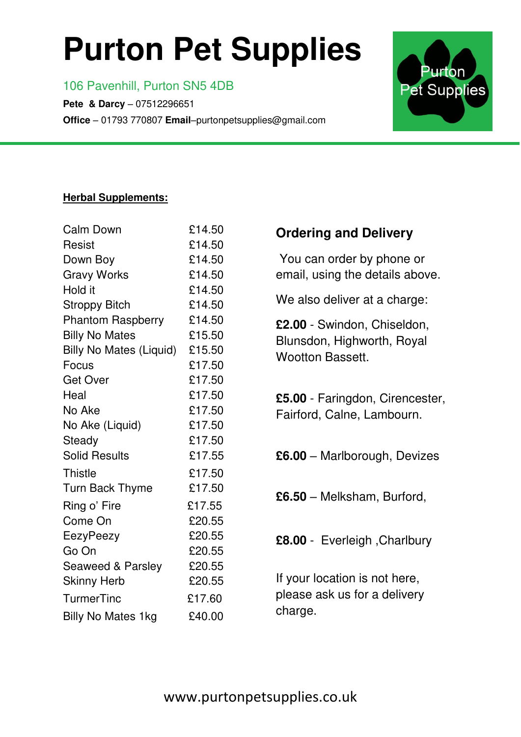# Purton Pet Supplies

106 Pavenhill, Purton SN5 4DB

**Pete & Darcy** – 07512296651

**Office** – 01793 770807 **Email**–purtonpetsupplies@gmail.com

**Herbal Supplements:**

| | |
|---|---|
| Calm Down | £14.50 |
| Resist | £14.50 |
| Down Boy | £14.50 |
| Gravy Works | £14.50 |
| Hold it | £14.50 |
| Stroppy Bitch | £14.50 |
| Phantom Raspberry | £14.50 |
| Billy No Mates | £15.50 |
| Billy No Mates (Liquid) | £15.50 |
| Focus | £17.50 |
| Get Over | £17.50 |
| Heal | £17.50 |
| No Ake | £17.50 |
| No Ake (Liquid) | £17.50 |
| Steady | £17.50 |
| Solid Results | £17.55 |
| Thistle | £17.50 |
| Turn Back Thyme | £17.50 |
| Ring o' Fire | £17.55 |
| Come On | £20.55 |
| EezyPeezy | £20.55 |
| Go On | £20.55 |
| Seaweed & Parsley | £20.55 |
| Skinny Herb | £20.55 |
| TurmerTinc | £17.60 |
| Billy No Mates 1kg | £40.00 |

## Ordering and Delivery

You can order by phone or email, using the details above.

We also deliver at a charge:

**£2.00** - Swindon, Chiseldon, Blunsdon, Highworth, Royal Wootton Bassett.

**£5.00** - Faringdon, Cirencester, Fairford, Calne, Lambourn.

**£6.00** – Marlborough, Devizes

**£6.50** – Melksham, Burford,

**£8.00** - Everleigh ,Charlbury

If your location is not here, please ask us for a delivery charge.

www.purtonpetsupplies.co.uk